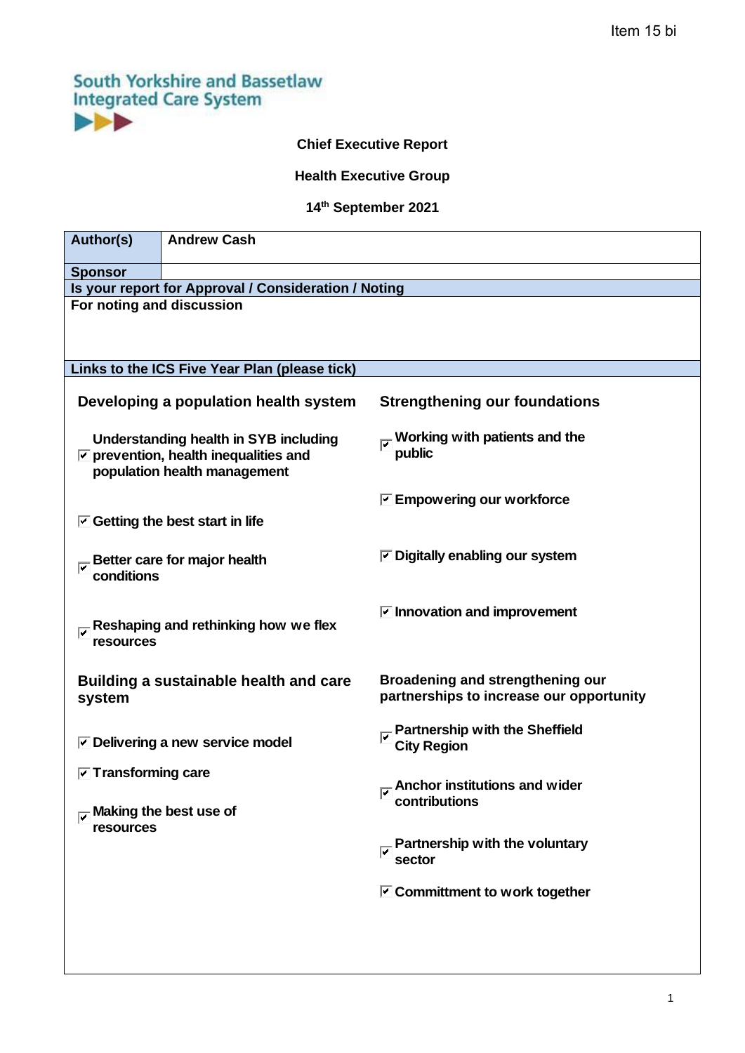Item 15 bi

South Yorkshire and Bassetlaw Integrated Care System

**Chief Executive Report**

**Health Executive Group**

**14th September 2021**

| **Author(s)** | **Andrew Cash** |
|---|---|
| **Sponsor** | |
| **Is your report for Approval / Consideration / Noting** | |
| **For noting and discussion** | |
| **Links to the ICS Five Year Plan (please tick)** | |

**Developing a population health system**

- ☑ Understanding health in SYB including prevention, health inequalities and population health management
- ☑ Getting the best start in life
- ☑ Better care for major health conditions
- ☑ Reshaping and rethinking how we flex resources

**Building a sustainable health and care system**

- ☑ Delivering a new service model
- ☑ Transforming care
- ☑ Making the best use of resources

**Strengthening our foundations**

- ☑ Working with patients and the public
- ☑ Empowering our workforce
- ☑ Digitally enabling our system
- ☑ Innovation and improvement

**Broadening and strengthening our partnerships to increase our opportunity**

- ☑ Partnership with the Sheffield City Region
- ☑ Anchor institutions and wider contributions
- ☑ Partnership with the voluntary sector
- ☑ Committment to work together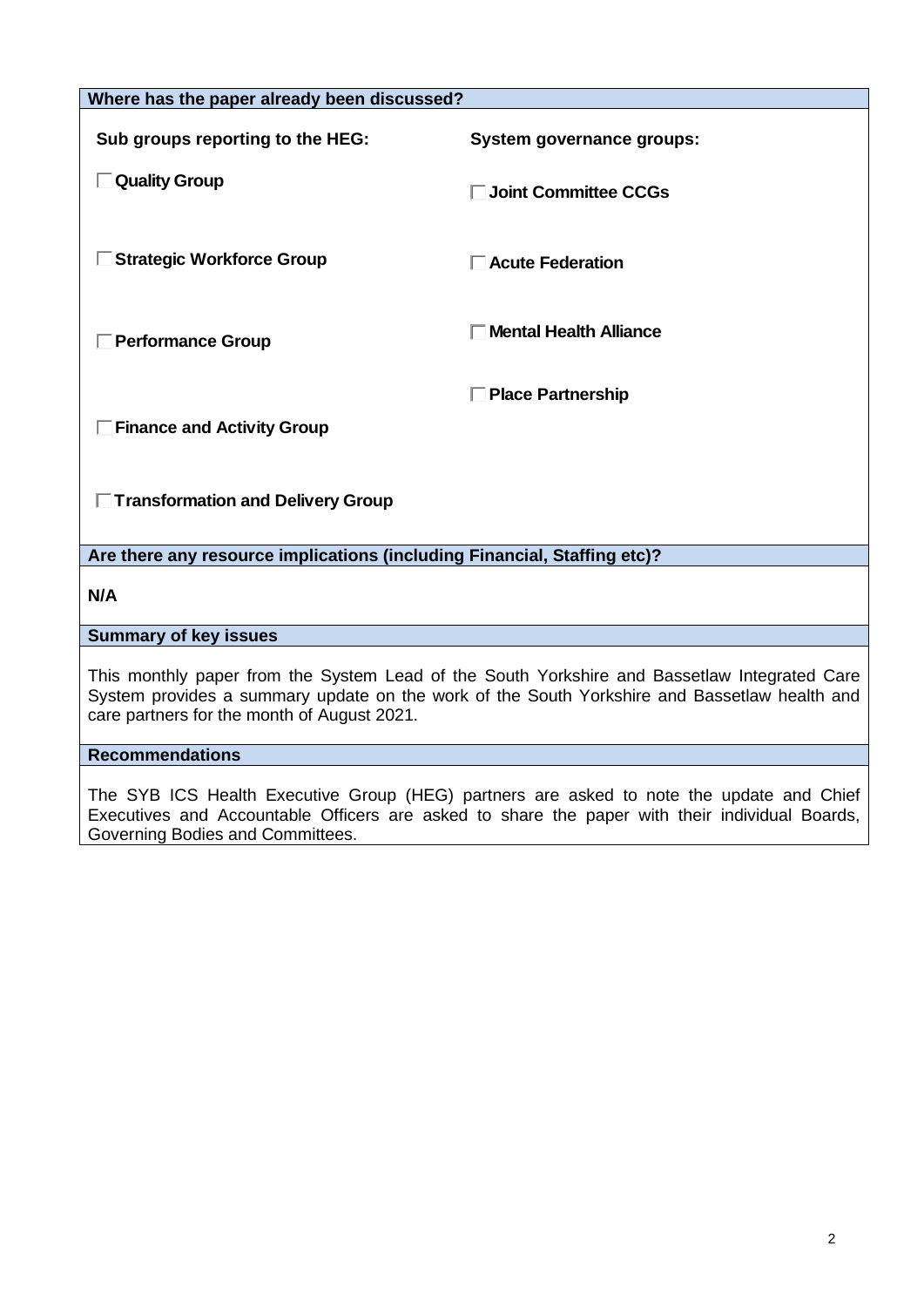## Where has the paper already been discussed?

| Sub groups reporting to the HEG: | System governance groups: |
| --- | --- |
| ☐ **Quality Group** | ☐ **Joint Committee CCGs** |
| ☐ **Strategic Workforce Group** | ☐ **Acute Federation** |
| ☐ **Performance Group** | ☐ **Mental Health Alliance** |
| ☐ **Finance and Activity Group** | ☐ **Place Partnership** |
| ☐ **Transformation and Delivery Group** | |

## Are there any resource implications (including Financial, Staffing etc)?

**N/A**

## Summary of key issues

This monthly paper from the System Lead of the South Yorkshire and Bassetlaw Integrated Care System provides a summary update on the work of the South Yorkshire and Bassetlaw health and care partners for the month of August 2021.

## Recommendations

The SYB ICS Health Executive Group (HEG) partners are asked to note the update and Chief Executives and Accountable Officers are asked to share the paper with their individual Boards, Governing Bodies and Committees.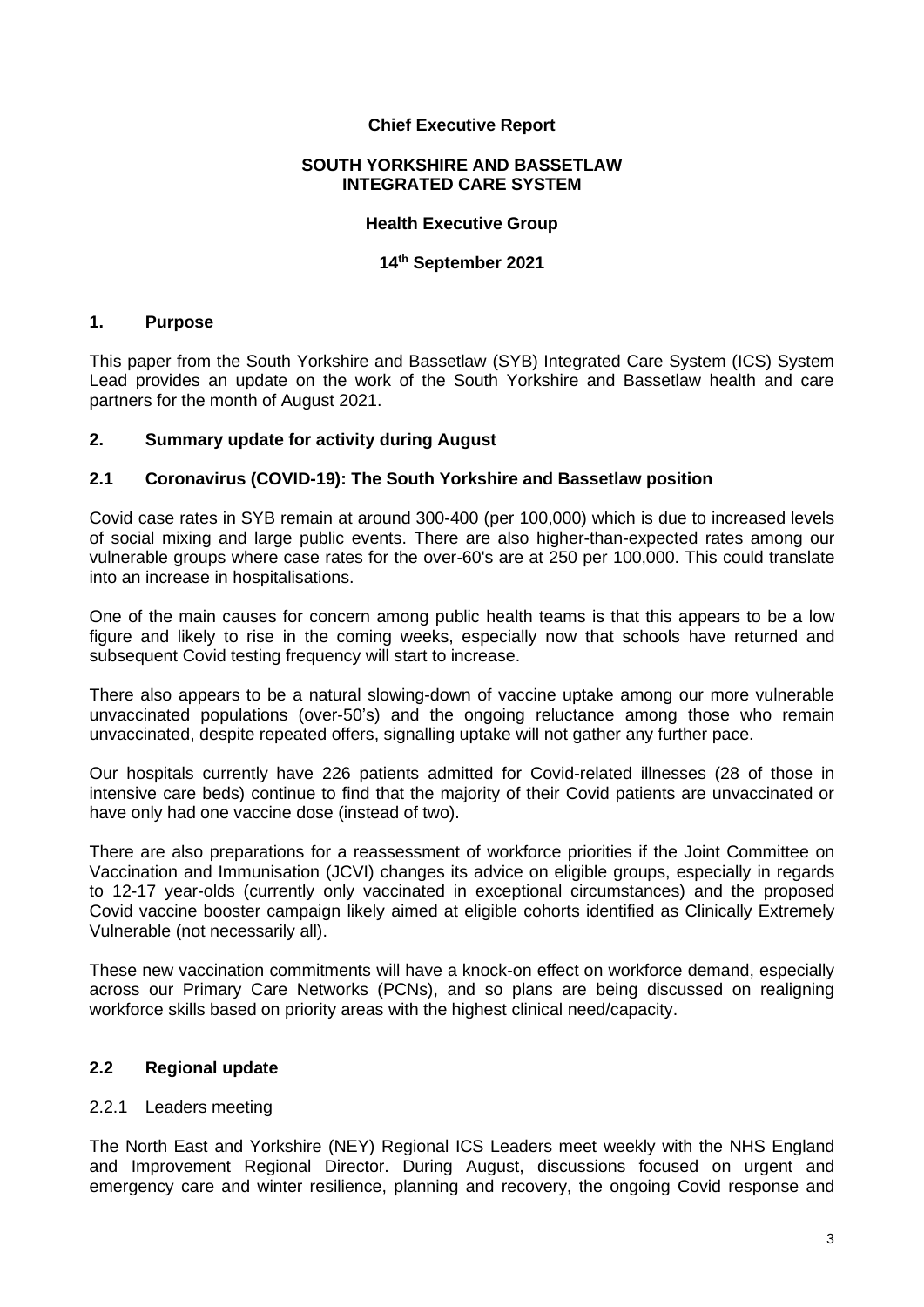**Chief Executive Report**

**SOUTH YORKSHIRE AND BASSETLAW INTEGRATED CARE SYSTEM**

**Health Executive Group**

**14th September 2021**

## 1. Purpose

This paper from the South Yorkshire and Bassetlaw (SYB) Integrated Care System (ICS) System Lead provides an update on the work of the South Yorkshire and Bassetlaw health and care partners for the month of August 2021.

## 2. Summary update for activity during August

### 2.1 Coronavirus (COVID-19): The South Yorkshire and Bassetlaw position

Covid case rates in SYB remain at around 300-400 (per 100,000) which is due to increased levels of social mixing and large public events. There are also higher-than-expected rates among our vulnerable groups where case rates for the over-60's are at 250 per 100,000. This could translate into an increase in hospitalisations.

One of the main causes for concern among public health teams is that this appears to be a low figure and likely to rise in the coming weeks, especially now that schools have returned and subsequent Covid testing frequency will start to increase.

There also appears to be a natural slowing-down of vaccine uptake among our more vulnerable unvaccinated populations (over-50's) and the ongoing reluctance among those who remain unvaccinated, despite repeated offers, signalling uptake will not gather any further pace.

Our hospitals currently have 226 patients admitted for Covid-related illnesses (28 of those in intensive care beds) continue to find that the majority of their Covid patients are unvaccinated or have only had one vaccine dose (instead of two).

There are also preparations for a reassessment of workforce priorities if the Joint Committee on Vaccination and Immunisation (JCVI) changes its advice on eligible groups, especially in regards to 12-17 year-olds (currently only vaccinated in exceptional circumstances) and the proposed Covid vaccine booster campaign likely aimed at eligible cohorts identified as Clinically Extremely Vulnerable (not necessarily all).

These new vaccination commitments will have a knock-on effect on workforce demand, especially across our Primary Care Networks (PCNs), and so plans are being discussed on realigning workforce skills based on priority areas with the highest clinical need/capacity.

### 2.2 Regional update

#### 2.2.1 Leaders meeting

The North East and Yorkshire (NEY) Regional ICS Leaders meet weekly with the NHS England and Improvement Regional Director. During August, discussions focused on urgent and emergency care and winter resilience, planning and recovery, the ongoing Covid response and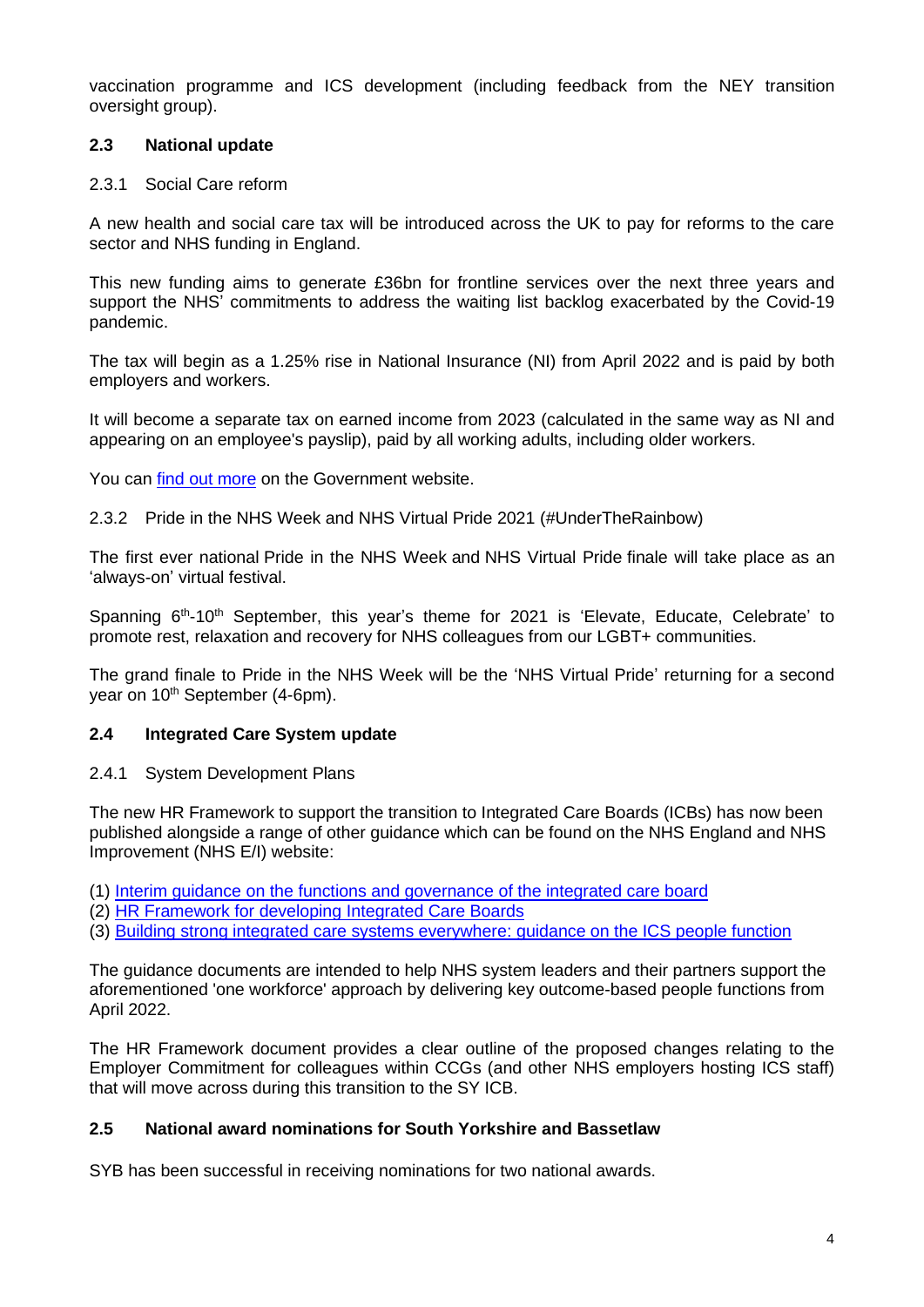vaccination programme and ICS development (including feedback from the NEY transition oversight group).

### 2.3 National update

2.3.1 Social Care reform

A new health and social care tax will be introduced across the UK to pay for reforms to the care sector and NHS funding in England.

This new funding aims to generate £36bn for frontline services over the next three years and support the NHS' commitments to address the waiting list backlog exacerbated by the Covid-19 pandemic.

The tax will begin as a 1.25% rise in National Insurance (NI) from April 2022 and is paid by both employers and workers.

It will become a separate tax on earned income from 2023 (calculated in the same way as NI and appearing on an employee's payslip), paid by all working adults, including older workers.

You can find out more on the Government website.

2.3.2 Pride in the NHS Week and NHS Virtual Pride 2021 (#UnderTheRainbow)

The first ever national Pride in the NHS Week and NHS Virtual Pride finale will take place as an 'always-on' virtual festival.

Spanning 6th-10th September, this year's theme for 2021 is 'Elevate, Educate, Celebrate' to promote rest, relaxation and recovery for NHS colleagues from our LGBT+ communities.

The grand finale to Pride in the NHS Week will be the 'NHS Virtual Pride' returning for a second year on 10th September (4-6pm).

### 2.4 Integrated Care System update

2.4.1 System Development Plans

The new HR Framework to support the transition to Integrated Care Boards (ICBs) has now been published alongside a range of other guidance which can be found on the NHS England and NHS Improvement (NHS E/I) website:

(1) Interim guidance on the functions and governance of the integrated care board
(2) HR Framework for developing Integrated Care Boards
(3) Building strong integrated care systems everywhere: guidance on the ICS people function

The guidance documents are intended to help NHS system leaders and their partners support the aforementioned 'one workforce' approach by delivering key outcome-based people functions from April 2022.

The HR Framework document provides a clear outline of the proposed changes relating to the Employer Commitment for colleagues within CCGs (and other NHS employers hosting ICS staff) that will move across during this transition to the SY ICB.

### 2.5 National award nominations for South Yorkshire and Bassetlaw

SYB has been successful in receiving nominations for two national awards.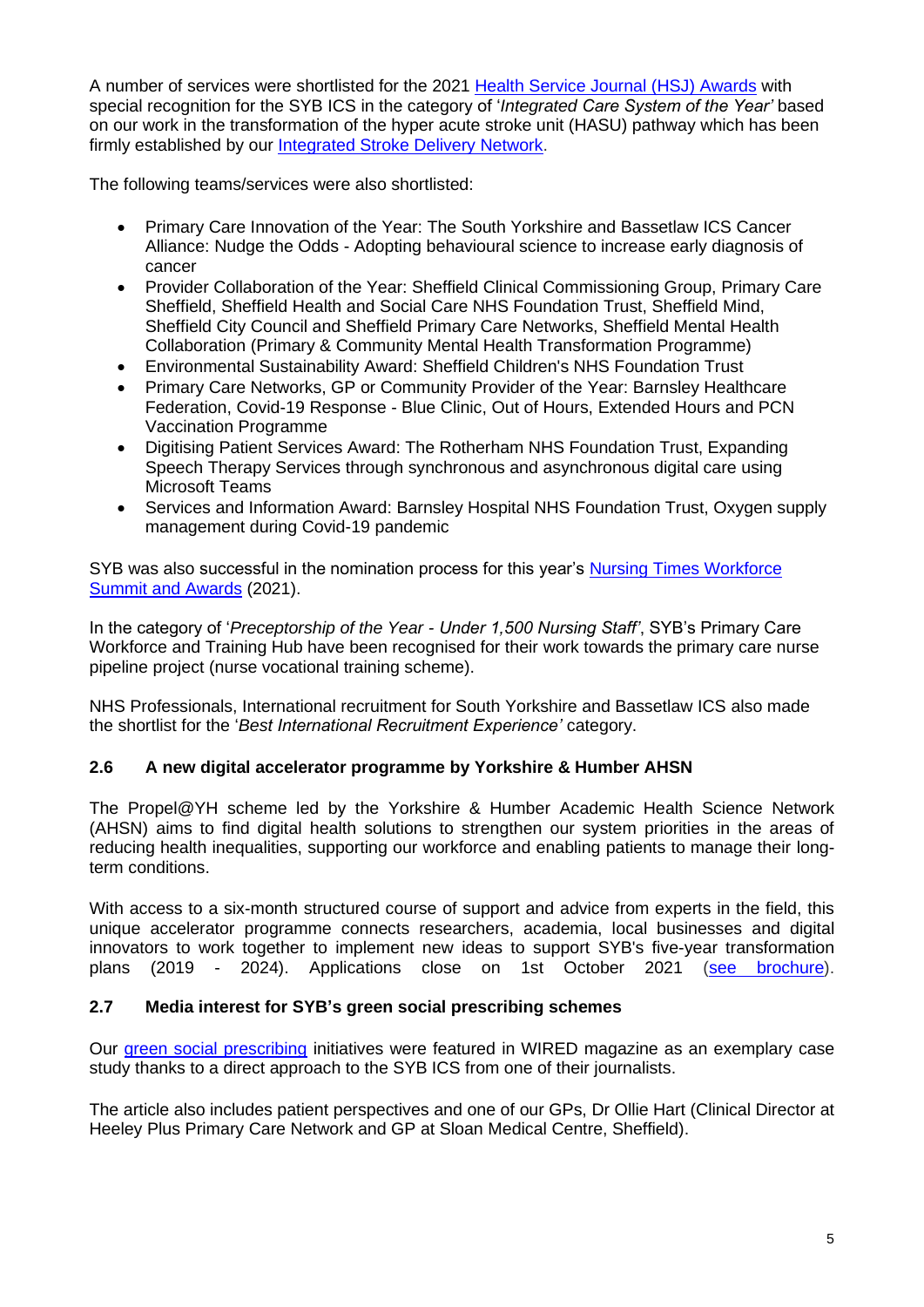A number of services were shortlisted for the 2021 Health Service Journal (HSJ) Awards with special recognition for the SYB ICS in the category of '*Integrated Care System of the Year'* based on our work in the transformation of the hyper acute stroke unit (HASU) pathway which has been firmly established by our Integrated Stroke Delivery Network.

The following teams/services were also shortlisted:

- Primary Care Innovation of the Year: The South Yorkshire and Bassetlaw ICS Cancer Alliance: Nudge the Odds - Adopting behavioural science to increase early diagnosis of cancer
- Provider Collaboration of the Year: Sheffield Clinical Commissioning Group, Primary Care Sheffield, Sheffield Health and Social Care NHS Foundation Trust, Sheffield Mind, Sheffield City Council and Sheffield Primary Care Networks, Sheffield Mental Health Collaboration (Primary & Community Mental Health Transformation Programme)
- Environmental Sustainability Award: Sheffield Children's NHS Foundation Trust
- Primary Care Networks, GP or Community Provider of the Year: Barnsley Healthcare Federation, Covid-19 Response - Blue Clinic, Out of Hours, Extended Hours and PCN Vaccination Programme
- Digitising Patient Services Award: The Rotherham NHS Foundation Trust, Expanding Speech Therapy Services through synchronous and asynchronous digital care using Microsoft Teams
- Services and Information Award: Barnsley Hospital NHS Foundation Trust, Oxygen supply management during Covid-19 pandemic

SYB was also successful in the nomination process for this year's Nursing Times Workforce Summit and Awards (2021).

In the category of '*Preceptorship of the Year - Under 1,500 Nursing Staff'*, SYB's Primary Care Workforce and Training Hub have been recognised for their work towards the primary care nurse pipeline project (nurse vocational training scheme).

NHS Professionals, International recruitment for South Yorkshire and Bassetlaw ICS also made the shortlist for the '*Best International Recruitment Experience'* category.

### 2.6 A new digital accelerator programme by Yorkshire & Humber AHSN

The Propel@YH scheme led by the Yorkshire & Humber Academic Health Science Network (AHSN) aims to find digital health solutions to strengthen our system priorities in the areas of reducing health inequalities, supporting our workforce and enabling patients to manage their long-term conditions.

With access to a six-month structured course of support and advice from experts in the field, this unique accelerator programme connects researchers, academia, local businesses and digital innovators to work together to implement new ideas to support SYB's five-year transformation plans (2019 - 2024). Applications close on 1st October 2021 (see brochure).

### 2.7 Media interest for SYB's green social prescribing schemes

Our green social prescribing initiatives were featured in WIRED magazine as an exemplary case study thanks to a direct approach to the SYB ICS from one of their journalists.

The article also includes patient perspectives and one of our GPs, Dr Ollie Hart (Clinical Director at Heeley Plus Primary Care Network and GP at Sloan Medical Centre, Sheffield).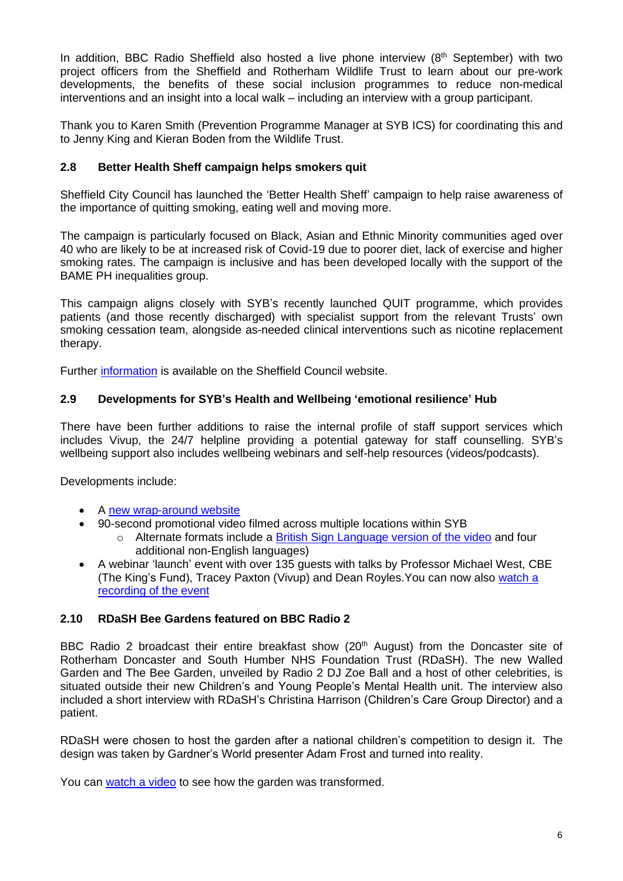In addition, BBC Radio Sheffield also hosted a live phone interview (8th September) with two project officers from the Sheffield and Rotherham Wildlife Trust to learn about our pre-work developments, the benefits of these social inclusion programmes to reduce non-medical interventions and an insight into a local walk – including an interview with a group participant.

Thank you to Karen Smith (Prevention Programme Manager at SYB ICS) for coordinating this and to Jenny King and Kieran Boden from the Wildlife Trust.

### 2.8 Better Health Sheff campaign helps smokers quit

Sheffield City Council has launched the 'Better Health Sheff' campaign to help raise awareness of the importance of quitting smoking, eating well and moving more.

The campaign is particularly focused on Black, Asian and Ethnic Minority communities aged over 40 who are likely to be at increased risk of Covid-19 due to poorer diet, lack of exercise and higher smoking rates. The campaign is inclusive and has been developed locally with the support of the BAME PH inequalities group.

This campaign aligns closely with SYB's recently launched QUIT programme, which provides patients (and those recently discharged) with specialist support from the relevant Trusts' own smoking cessation team, alongside as-needed clinical interventions such as nicotine replacement therapy.

Further information is available on the Sheffield Council website.

### 2.9 Developments for SYB's Health and Wellbeing 'emotional resilience' Hub

There have been further additions to raise the internal profile of staff support services which includes Vivup, the 24/7 helpline providing a potential gateway for staff counselling. SYB's wellbeing support also includes wellbeing webinars and self-help resources (videos/podcasts).

Developments include:

- A new wrap-around website
- 90-second promotional video filmed across multiple locations within SYB
  - Alternate formats include a British Sign Language version of the video and four additional non-English languages)
- A webinar 'launch' event with over 135 guests with talks by Professor Michael West, CBE (The King's Fund), Tracey Paxton (Vivup) and Dean Royles.You can now also watch a recording of the event

### 2.10 RDaSH Bee Gardens featured on BBC Radio 2

BBC Radio 2 broadcast their entire breakfast show (20th August) from the Doncaster site of Rotherham Doncaster and South Humber NHS Foundation Trust (RDaSH). The new Walled Garden and The Bee Garden, unveiled by Radio 2 DJ Zoe Ball and a host of other celebrities, is situated outside their new Children's and Young People's Mental Health unit. The interview also included a short interview with RDaSH's Christina Harrison (Children's Care Group Director) and a patient.

RDaSH were chosen to host the garden after a national children's competition to design it. The design was taken by Gardner's World presenter Adam Frost and turned into reality.

You can watch a video to see how the garden was transformed.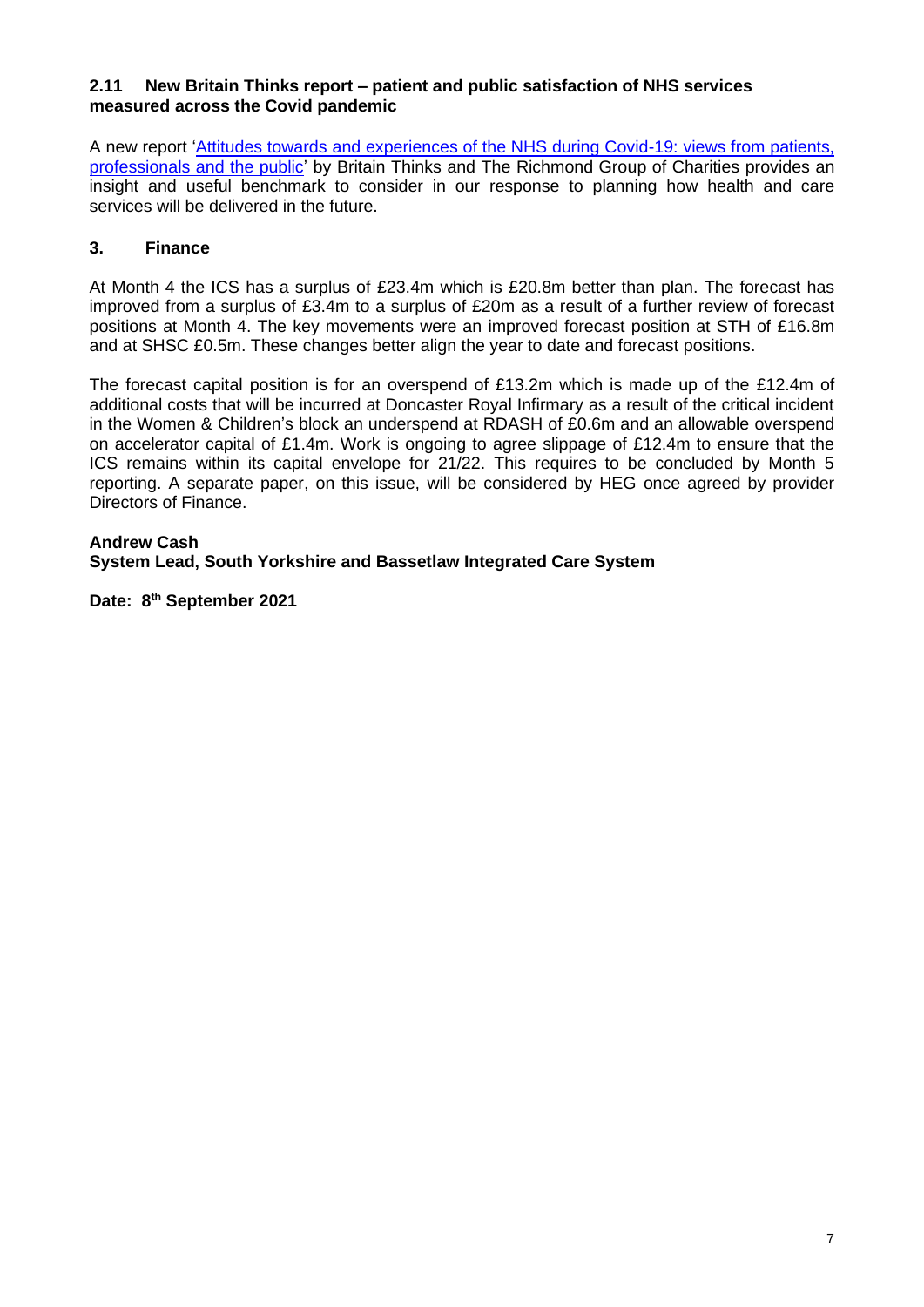### 2.11 New Britain Thinks report – patient and public satisfaction of NHS services measured across the Covid pandemic

A new report 'Attitudes towards and experiences of the NHS during Covid-19: views from patients, professionals and the public' by Britain Thinks and The Richmond Group of Charities provides an insight and useful benchmark to consider in our response to planning how health and care services will be delivered in the future.

## 3. Finance

At Month 4 the ICS has a surplus of £23.4m which is £20.8m better than plan. The forecast has improved from a surplus of £3.4m to a surplus of £20m as a result of a further review of forecast positions at Month 4. The key movements were an improved forecast position at STH of £16.8m and at SHSC £0.5m. These changes better align the year to date and forecast positions.

The forecast capital position is for an overspend of £13.2m which is made up of the £12.4m of additional costs that will be incurred at Doncaster Royal Infirmary as a result of the critical incident in the Women & Children's block an underspend at RDASH of £0.6m and an allowable overspend on accelerator capital of £1.4m. Work is ongoing to agree slippage of £12.4m to ensure that the ICS remains within its capital envelope for 21/22. This requires to be concluded by Month 5 reporting. A separate paper, on this issue, will be considered by HEG once agreed by provider Directors of Finance.

**Andrew Cash**
**System Lead, South Yorkshire and Bassetlaw Integrated Care System**

**Date: 8th September 2021**